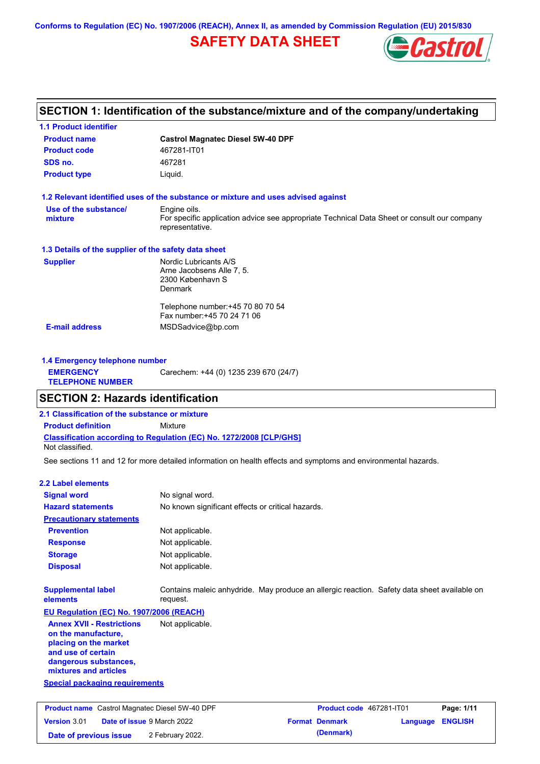Conforms to Regulation (EC) No. 1907/2006 (REACH), Annex II, as amended by Commission Regulation (EU) 2015/830

# SAFETY DATA SHEET

## SECTION 1: Identification of the substance/mixture and of the company/undertaking

### 1.1 Product identifier

| | |
|---|---|
| **Product name** | **Castrol Magnatec Diesel 5W-40 DPF** |
| **Product code** | 467281-IT01 |
| **SDS no.** | 467281 |
| **Product type** | Liquid. |

### 1.2 Relevant identified uses of the substance or mixture and uses advised against

| | |
|---|---|
| **Use of the substance/ mixture** | Engine oils. For specific application advice see appropriate Technical Data Sheet or consult our company representative. |

### 1.3 Details of the supplier of the safety data sheet

| | |
|---|---|
| **Supplier** | Nordic Lubricants A/S<br>Arne Jacobsens Alle 7, 5.<br>2300 København S<br>Denmark<br><br>Telephone number:+45 70 80 70 54<br>Fax number:+45 70 24 71 06 |
| **E-mail address** | MSDSadvice@bp.com |

### 1.4 Emergency telephone number

| | |
|---|---|
| **EMERGENCY TELEPHONE NUMBER** | Carechem: +44 (0) 1235 239 670 (24/7) |

## SECTION 2: Hazards identification

### 2.1 Classification of the substance or mixture

**Product definition** Mixture

**Classification according to Regulation (EC) No. 1272/2008 [CLP/GHS]**

Not classified.

See sections 11 and 12 for more detailed information on health effects and symptoms and environmental hazards.

### 2.2 Label elements

| | |
|---|---|
| **Signal word** | No signal word. |
| **Hazard statements** | No known significant effects or critical hazards. |
| **Precautionary statements** | |
| **Prevention** | Not applicable. |
| **Response** | Not applicable. |
| **Storage** | Not applicable. |
| **Disposal** | Not applicable. |
| **Supplemental label elements** | Contains maleic anhydride. May produce an allergic reaction. Safety data sheet available on request. |

**EU Regulation (EC) No. 1907/2006 (REACH)**

| | |
|---|---|
| **Annex XVII - Restrictions on the manufacture, placing on the market and use of certain dangerous substances, mixtures and articles** | Not applicable. |

**Special packaging requirements**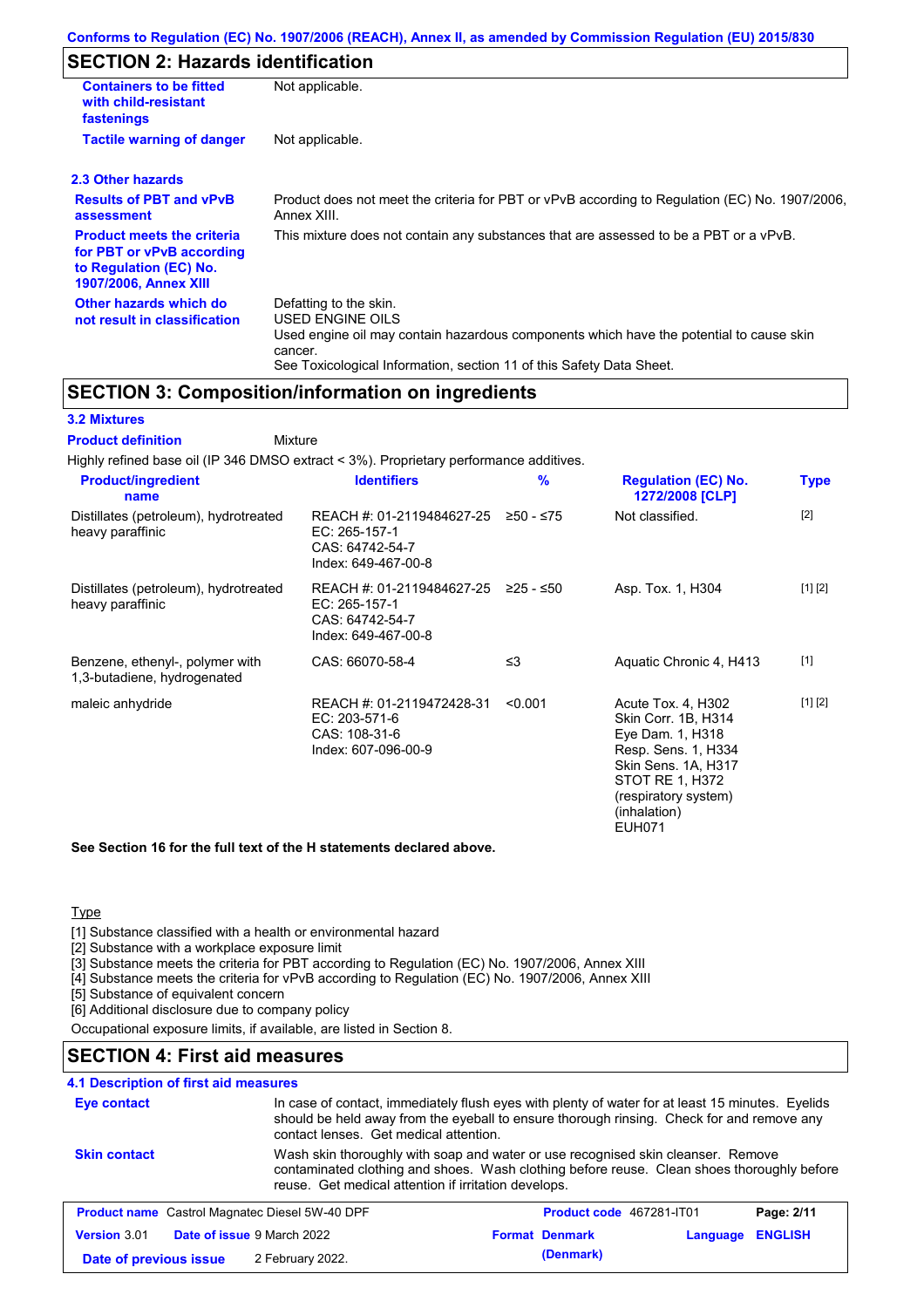## SECTION 2: Hazards identification

| | |
|---|---|
| **Containers to be fitted with child-resistant fastenings** | Not applicable. |
| **Tactile warning of danger** | Not applicable. |

### 2.3 Other hazards

| | |
|---|---|
| **Results of PBT and vPvB assessment** | Product does not meet the criteria for PBT or vPvB according to Regulation (EC) No. 1907/2006, Annex XIII. |
| **Product meets the criteria for PBT or vPvB according to Regulation (EC) No. 1907/2006, Annex XIII** | This mixture does not contain any substances that are assessed to be a PBT or a vPvB. |
| **Other hazards which do not result in classification** | Defatting to the skin.<br>USED ENGINE OILS<br>Used engine oil may contain hazardous components which have the potential to cause skin cancer.<br>See Toxicological Information, section 11 of this Safety Data Sheet. |

## SECTION 3: Composition/information on ingredients

### 3.2 Mixtures

**Product definition** Mixture

Highly refined base oil (IP 346 DMSO extract < 3%). Proprietary performance additives.

| Product/ingredient name | Identifiers | % | Regulation (EC) No. 1272/2008 [CLP] | Type |
|---|---|---|---|---|
| Distillates (petroleum), hydrotreated heavy paraffinic | REACH #: 01-2119484627-25<br>EC: 265-157-1<br>CAS: 64742-54-7<br>Index: 649-467-00-8 | ≥50 - ≤75 | Not classified. | [2] |
| Distillates (petroleum), hydrotreated heavy paraffinic | REACH #: 01-2119484627-25<br>EC: 265-157-1<br>CAS: 64742-54-7<br>Index: 649-467-00-8 | ≥25 - ≤50 | Asp. Tox. 1, H304 | [1] [2] |
| Benzene, ethenyl-, polymer with 1,3-butadiene, hydrogenated | CAS: 66070-58-4 | ≤3 | Aquatic Chronic 4, H413 | [1] |
| maleic anhydride | REACH #: 01-2119472428-31<br>EC: 203-571-6<br>CAS: 108-31-6<br>Index: 607-096-00-9 | <0.001 | Acute Tox. 4, H302<br>Skin Corr. 1B, H314<br>Eye Dam. 1, H318<br>Resp. Sens. 1, H334<br>Skin Sens. 1A, H317<br>STOT RE 1, H372 (respiratory system) (inhalation)<br>EUH071 | [1] [2] |

**See Section 16 for the full text of the H statements declared above.**

Type

[1] Substance classified with a health or environmental hazard
[2] Substance with a workplace exposure limit
[3] Substance meets the criteria for PBT according to Regulation (EC) No. 1907/2006, Annex XIII
[4] Substance meets the criteria for vPvB according to Regulation (EC) No. 1907/2006, Annex XIII
[5] Substance of equivalent concern
[6] Additional disclosure due to company policy

Occupational exposure limits, if available, are listed in Section 8.

## SECTION 4: First aid measures

### 4.1 Description of first aid measures

| | |
|---|---|
| **Eye contact** | In case of contact, immediately flush eyes with plenty of water for at least 15 minutes. Eyelids should be held away from the eyeball to ensure thorough rinsing. Check for and remove any contact lenses. Get medical attention. |
| **Skin contact** | Wash skin thoroughly with soap and water or use recognised skin cleanser. Remove contaminated clothing and shoes. Wash clothing before reuse. Clean shoes thoroughly before reuse. Get medical attention if irritation develops. |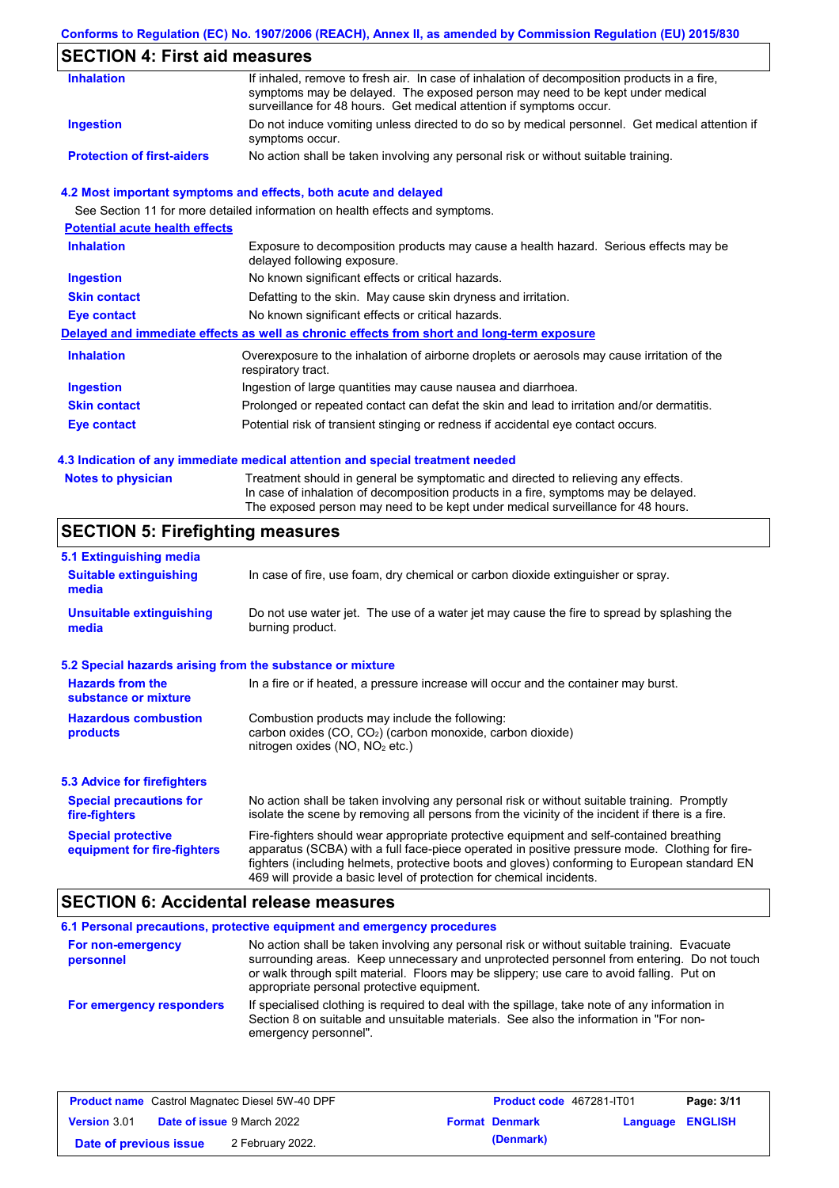## SECTION 4: First aid measures

| | |
|---|---|
| **Inhalation** | If inhaled, remove to fresh air. In case of inhalation of decomposition products in a fire, symptoms may be delayed. The exposed person may need to be kept under medical surveillance for 48 hours. Get medical attention if symptoms occur. |
| **Ingestion** | Do not induce vomiting unless directed to do so by medical personnel. Get medical attention if symptoms occur. |
| **Protection of first-aiders** | No action shall be taken involving any personal risk or without suitable training. |

### 4.2 Most important symptoms and effects, both acute and delayed

See Section 11 for more detailed information on health effects and symptoms.

**Potential acute health effects**

| | |
|---|---|
| **Inhalation** | Exposure to decomposition products may cause a health hazard. Serious effects may be delayed following exposure. |
| **Ingestion** | No known significant effects or critical hazards. |
| **Skin contact** | Defatting to the skin. May cause skin dryness and irritation. |
| **Eye contact** | No known significant effects or critical hazards. |

**Delayed and immediate effects as well as chronic effects from short and long-term exposure**

| | |
|---|---|
| **Inhalation** | Overexposure to the inhalation of airborne droplets or aerosols may cause irritation of the respiratory tract. |
| **Ingestion** | Ingestion of large quantities may cause nausea and diarrhoea. |
| **Skin contact** | Prolonged or repeated contact can defat the skin and lead to irritation and/or dermatitis. |
| **Eye contact** | Potential risk of transient stinging or redness if accidental eye contact occurs. |

### 4.3 Indication of any immediate medical attention and special treatment needed

| | |
|---|---|
| **Notes to physician** | Treatment should in general be symptomatic and directed to relieving any effects. In case of inhalation of decomposition products in a fire, symptoms may be delayed. The exposed person may need to be kept under medical surveillance for 48 hours. |

## SECTION 5: Firefighting measures

### 5.1 Extinguishing media

| | |
|---|---|
| **Suitable extinguishing media** | In case of fire, use foam, dry chemical or carbon dioxide extinguisher or spray. |
| **Unsuitable extinguishing media** | Do not use water jet. The use of a water jet may cause the fire to spread by splashing the burning product. |

### 5.2 Special hazards arising from the substance or mixture

| | |
|---|---|
| **Hazards from the substance or mixture** | In a fire or if heated, a pressure increase will occur and the container may burst. |
| **Hazardous combustion products** | Combustion products may include the following: carbon oxides (CO, $CO_2$) (carbon monoxide, carbon dioxide) nitrogen oxides (NO, $NO_2$ etc.) |

### 5.3 Advice for firefighters

| | |
|---|---|
| **Special precautions for fire-fighters** | No action shall be taken involving any personal risk or without suitable training. Promptly isolate the scene by removing all persons from the vicinity of the incident if there is a fire. |
| **Special protective equipment for fire-fighters** | Fire-fighters should wear appropriate protective equipment and self-contained breathing apparatus (SCBA) with a full face-piece operated in positive pressure mode. Clothing for fire-fighters (including helmets, protective boots and gloves) conforming to European standard EN 469 will provide a basic level of protection for chemical incidents. |

## SECTION 6: Accidental release measures

### 6.1 Personal precautions, protective equipment and emergency procedures

| | |
|---|---|
| **For non-emergency personnel** | No action shall be taken involving any personal risk or without suitable training. Evacuate surrounding areas. Keep unnecessary and unprotected personnel from entering. Do not touch or walk through spilt material. Floors may be slippery; use care to avoid falling. Put on appropriate personal protective equipment. |
| **For emergency responders** | If specialised clothing is required to deal with the spillage, take note of any information in Section 8 on suitable and unsuitable materials. See also the information in "For non-emergency personnel". |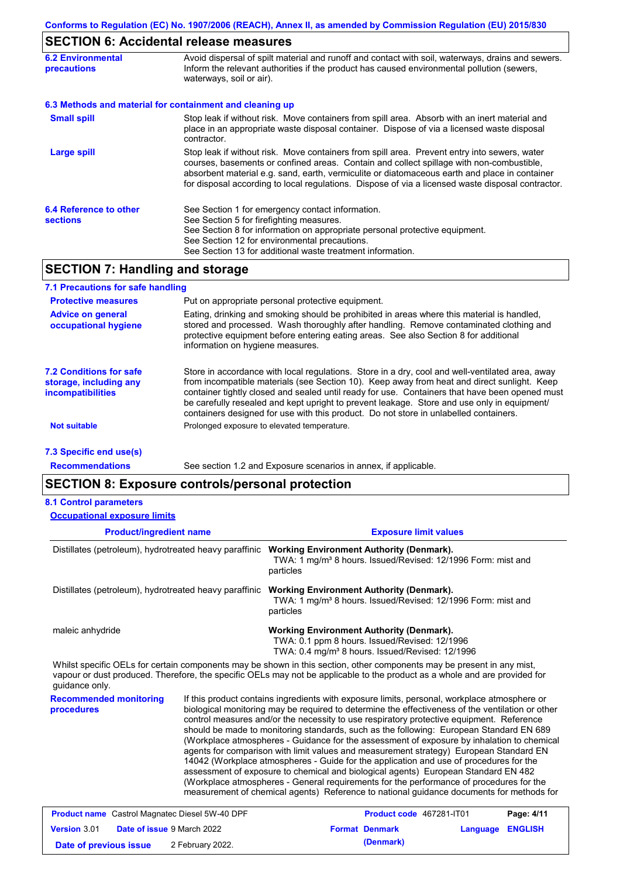## SECTION 6: Accidental release measures

**6.2 Environmental precautions**

Avoid dispersal of spilt material and runoff and contact with soil, waterways, drains and sewers. Inform the relevant authorities if the product has caused environmental pollution (sewers, waterways, soil or air).

**6.3 Methods and material for containment and cleaning up**

**Small spill**

Stop leak if without risk. Move containers from spill area. Absorb with an inert material and place in an appropriate waste disposal container. Dispose of via a licensed waste disposal contractor.

**Large spill**

Stop leak if without risk. Move containers from spill area. Prevent entry into sewers, water courses, basements or confined areas. Contain and collect spillage with non-combustible, absorbent material e.g. sand, earth, vermiculite or diatomaceous earth and place in container for disposal according to local regulations. Dispose of via a licensed waste disposal contractor.

**6.4 Reference to other sections**

See Section 1 for emergency contact information.
See Section 5 for firefighting measures.
See Section 8 for information on appropriate personal protective equipment.
See Section 12 for environmental precautions.
See Section 13 for additional waste treatment information.

## SECTION 7: Handling and storage

**7.1 Precautions for safe handling**

**Protective measures**

Put on appropriate personal protective equipment.

**Advice on general occupational hygiene**

Eating, drinking and smoking should be prohibited in areas where this material is handled, stored and processed. Wash thoroughly after handling. Remove contaminated clothing and protective equipment before entering eating areas. See also Section 8 for additional information on hygiene measures.

**7.2 Conditions for safe storage, including any incompatibilities**

Store in accordance with local regulations. Store in a dry, cool and well-ventilated area, away from incompatible materials (see Section 10). Keep away from heat and direct sunlight. Keep container tightly closed and sealed until ready for use. Containers that have been opened must be carefully resealed and kept upright to prevent leakage. Store and use only in equipment/containers designed for use with this product. Do not store in unlabelled containers.

**Not suitable**

Prolonged exposure to elevated temperature.

**7.3 Specific end use(s)**

**Recommendations**

See section 1.2 and Exposure scenarios in annex, if applicable.

## SECTION 8: Exposure controls/personal protection

**8.1 Control parameters**

**Occupational exposure limits**

| Product/ingredient name | Exposure limit values |
|---|---|
| Distillates (petroleum), hydrotreated heavy paraffinic | **Working Environment Authority (Denmark).** TWA: 1 mg/m³ 8 hours. Issued/Revised: 12/1996 Form: mist and particles |
| Distillates (petroleum), hydrotreated heavy paraffinic | **Working Environment Authority (Denmark).** TWA: 1 mg/m³ 8 hours. Issued/Revised: 12/1996 Form: mist and particles |
| maleic anhydride | **Working Environment Authority (Denmark).** TWA: 0.1 ppm 8 hours. Issued/Revised: 12/1996 TWA: 0.4 mg/m³ 8 hours. Issued/Revised: 12/1996 |

Whilst specific OELs for certain components may be shown in this section, other components may be present in any mist, vapour or dust produced. Therefore, the specific OELs may not be applicable to the product as a whole and are provided for guidance only.

**Recommended monitoring procedures**

If this product contains ingredients with exposure limits, personal, workplace atmosphere or biological monitoring may be required to determine the effectiveness of the ventilation or other control measures and/or the necessity to use respiratory protective equipment. Reference should be made to monitoring standards, such as the following: European Standard EN 689 (Workplace atmospheres - Guidance for the assessment of exposure by inhalation to chemical agents for comparison with limit values and measurement strategy) European Standard EN 14042 (Workplace atmospheres - Guide for the application and use of procedures for the assessment of exposure to chemical and biological agents) European Standard EN 482 (Workplace atmospheres - General requirements for the performance of procedures for the measurement of chemical agents) Reference to national guidance documents for methods for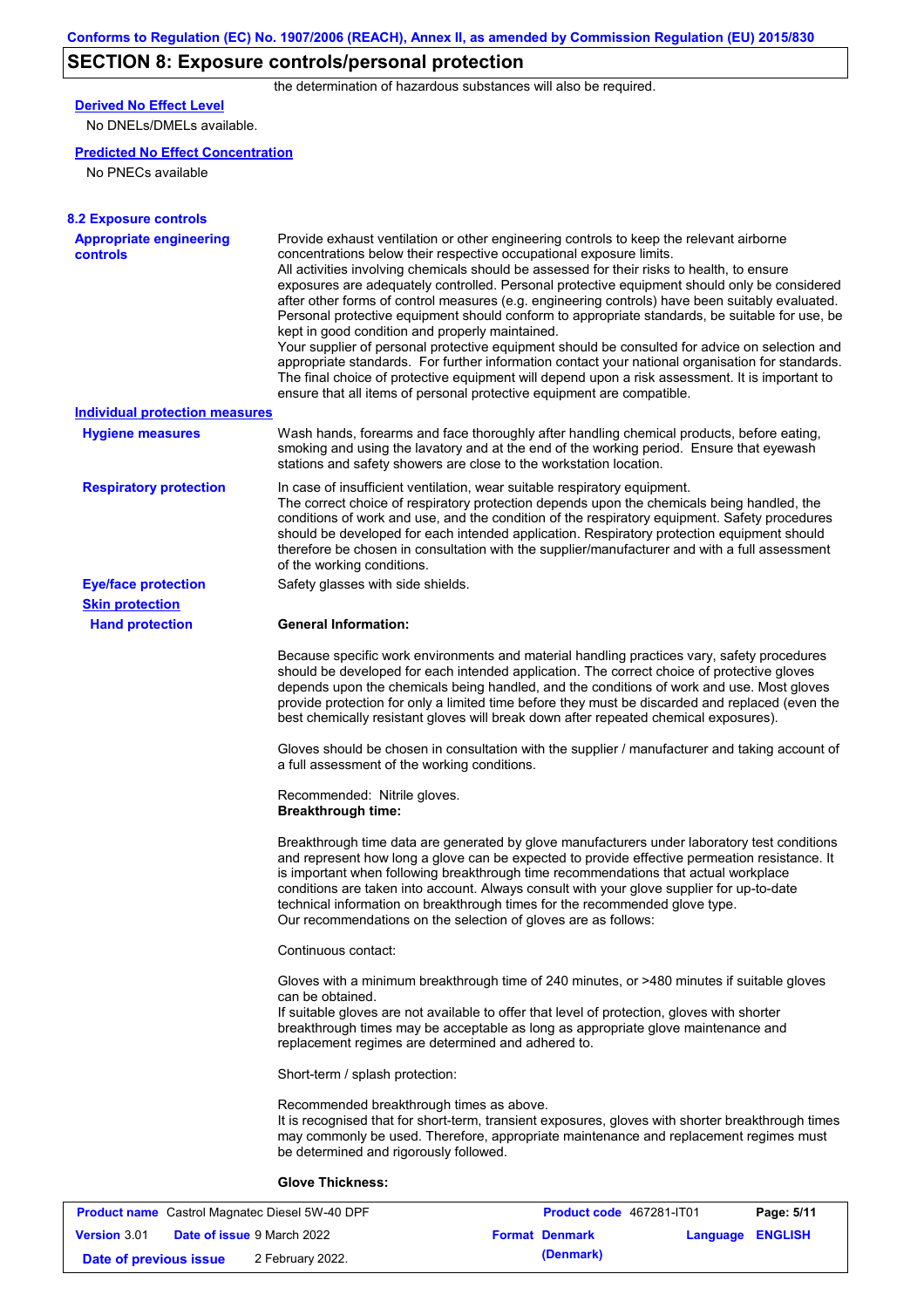## SECTION 8: Exposure controls/personal protection

the determination of hazardous substances will also be required.

**Derived No Effect Level**

No DNELs/DMELs available.

**Predicted No Effect Concentration**

No PNECs available

### 8.2 Exposure controls

**Appropriate engineering controls**

Provide exhaust ventilation or other engineering controls to keep the relevant airborne concentrations below their respective occupational exposure limits.
All activities involving chemicals should be assessed for their risks to health, to ensure exposures are adequately controlled. Personal protective equipment should only be considered after other forms of control measures (e.g. engineering controls) have been suitably evaluated. Personal protective equipment should conform to appropriate standards, be suitable for use, be kept in good condition and properly maintained.
Your supplier of personal protective equipment should be consulted for advice on selection and appropriate standards. For further information contact your national organisation for standards.
The final choice of protective equipment will depend upon a risk assessment. It is important to ensure that all items of personal protective equipment are compatible.

**Individual protection measures**

**Hygiene measures**

Wash hands, forearms and face thoroughly after handling chemical products, before eating, smoking and using the lavatory and at the end of the working period. Ensure that eyewash stations and safety showers are close to the workstation location.

**Respiratory protection**

In case of insufficient ventilation, wear suitable respiratory equipment.
The correct choice of respiratory protection depends upon the chemicals being handled, the conditions of work and use, and the condition of the respiratory equipment. Safety procedures should be developed for each intended application. Respiratory protection equipment should therefore be chosen in consultation with the supplier/manufacturer and with a full assessment of the working conditions.

**Eye/face protection**

Safety glasses with side shields.

**Skin protection**

**Hand protection**

**General Information:**

Because specific work environments and material handling practices vary, safety procedures should be developed for each intended application. The correct choice of protective gloves depends upon the chemicals being handled, and the conditions of work and use. Most gloves provide protection for only a limited time before they must be discarded and replaced (even the best chemically resistant gloves will break down after repeated chemical exposures).

Gloves should be chosen in consultation with the supplier / manufacturer and taking account of a full assessment of the working conditions.

Recommended: Nitrile gloves.
**Breakthrough time:**

Breakthrough time data are generated by glove manufacturers under laboratory test conditions and represent how long a glove can be expected to provide effective permeation resistance. It is important when following breakthrough time recommendations that actual workplace conditions are taken into account. Always consult with your glove supplier for up-to-date technical information on breakthrough times for the recommended glove type.
Our recommendations on the selection of gloves are as follows:

Continuous contact:

Gloves with a minimum breakthrough time of 240 minutes, or >480 minutes if suitable gloves can be obtained.
If suitable gloves are not available to offer that level of protection, gloves with shorter breakthrough times may be acceptable as long as appropriate glove maintenance and replacement regimes are determined and adhered to.

Short-term / splash protection:

Recommended breakthrough times as above.
It is recognised that for short-term, transient exposures, gloves with shorter breakthrough times may commonly be used. Therefore, appropriate maintenance and replacement regimes must be determined and rigorously followed.

**Glove Thickness:**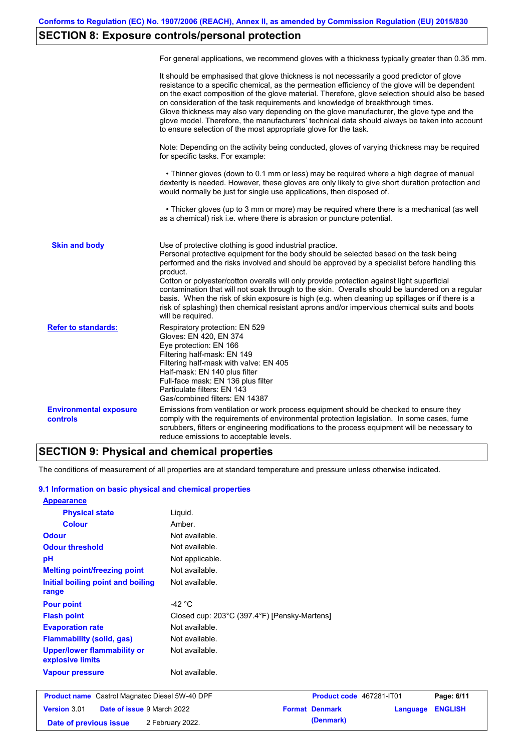## SECTION 8: Exposure controls/personal protection

For general applications, we recommend gloves with a thickness typically greater than 0.35 mm.

It should be emphasised that glove thickness is not necessarily a good predictor of glove resistance to a specific chemical, as the permeation efficiency of the glove will be dependent on the exact composition of the glove material. Therefore, glove selection should also be based on consideration of the task requirements and knowledge of breakthrough times.
Glove thickness may also vary depending on the glove manufacturer, the glove type and the glove model. Therefore, the manufacturers' technical data should always be taken into account to ensure selection of the most appropriate glove for the task.

Note: Depending on the activity being conducted, gloves of varying thickness may be required for specific tasks. For example:

• Thinner gloves (down to 0.1 mm or less) may be required where a high degree of manual dexterity is needed. However, these gloves are only likely to give short duration protection and would normally be just for single use applications, then disposed of.

• Thicker gloves (up to 3 mm or more) may be required where there is a mechanical (as well as a chemical) risk i.e. where there is abrasion or puncture potential.

**Skin and body**

Use of protective clothing is good industrial practice.
Personal protective equipment for the body should be selected based on the task being performed and the risks involved and should be approved by a specialist before handling this product.
Cotton or polyester/cotton overalls will only provide protection against light superficial contamination that will not soak through to the skin. Overalls should be laundered on a regular basis. When the risk of skin exposure is high (e.g. when cleaning up spillages or if there is a risk of splashing) then chemical resistant aprons and/or impervious chemical suits and boots will be required.

**Refer to standards:**

Respiratory protection: EN 529
Gloves: EN 420, EN 374
Eye protection: EN 166
Filtering half-mask: EN 149
Filtering half-mask with valve: EN 405
Half-mask: EN 140 plus filter
Full-face mask: EN 136 plus filter
Particulate filters: EN 143
Gas/combined filters: EN 14387

**Environmental exposure controls**

Emissions from ventilation or work process equipment should be checked to ensure they comply with the requirements of environmental protection legislation. In some cases, fume scrubbers, filters or engineering modifications to the process equipment will be necessary to reduce emissions to acceptable levels.

## SECTION 9: Physical and chemical properties

The conditions of measurement of all properties are at standard temperature and pressure unless otherwise indicated.

### 9.1 Information on basic physical and chemical properties

**Appearance**

| | |
|---|---|
| **Physical state** | Liquid. |
| **Colour** | Amber. |
| **Odour** | Not available. |
| **Odour threshold** | Not available. |
| **pH** | Not applicable. |
| **Melting point/freezing point** | Not available. |
| **Initial boiling point and boiling range** | Not available. |
| **Pour point** | -42 °C |
| **Flash point** | Closed cup: 203°C (397.4°F) [Pensky-Martens] |
| **Evaporation rate** | Not available. |
| **Flammability (solid, gas)** | Not available. |
| **Upper/lower flammability or explosive limits** | Not available. |
| **Vapour pressure** | Not available. |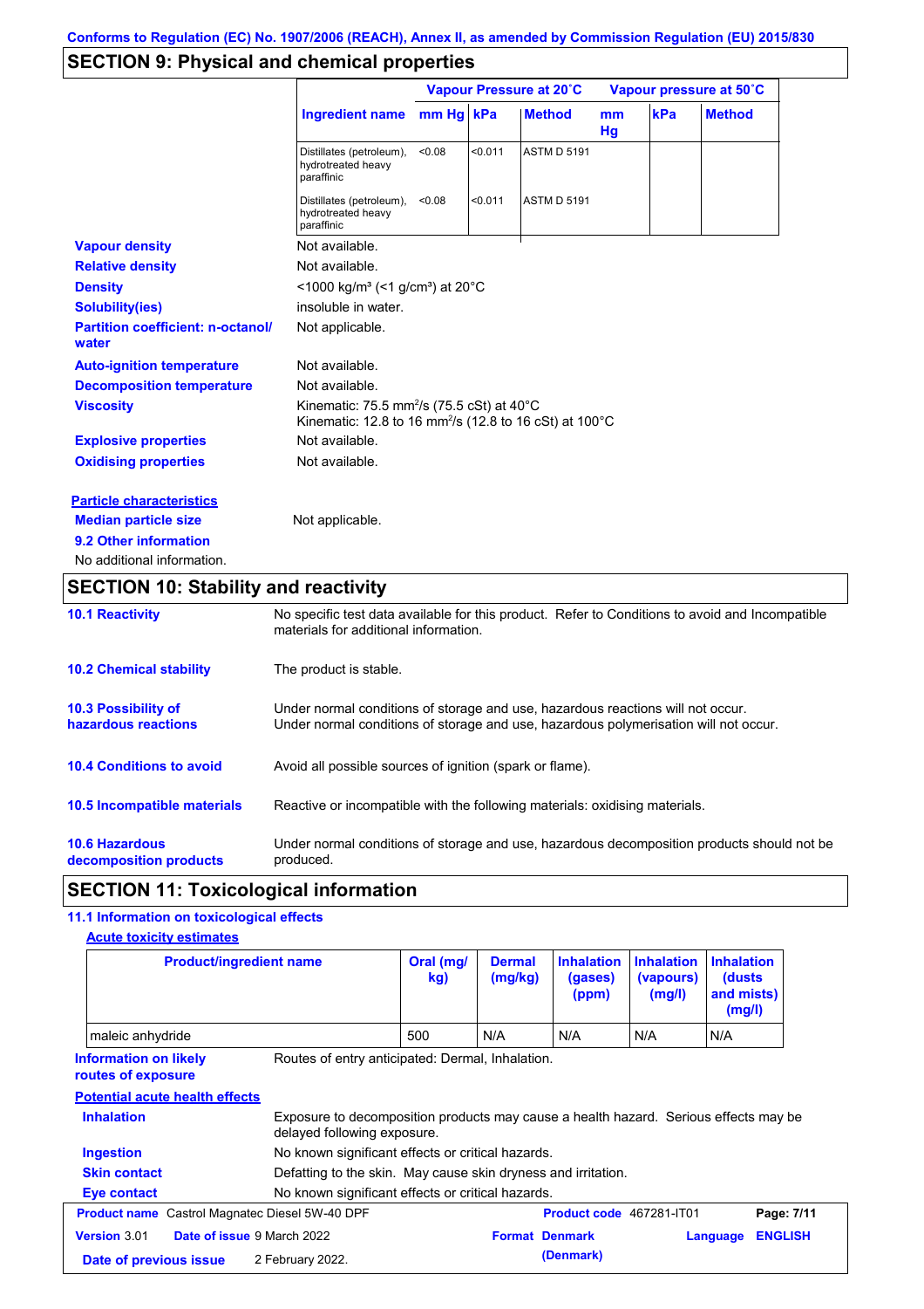Conforms to Regulation (EC) No. 1907/2006 (REACH), Annex II, as amended by Commission Regulation (EU) 2015/830

## SECTION 9: Physical and chemical properties

| Ingredient name | Vapour Pressure at 20˚C | | | Vapour pressure at 50˚C | | |
|---|---|---|---|---|---|---|
| | mm Hg | kPa | Method | mm Hg | kPa | Method |
| Distillates (petroleum), hydrotreated heavy paraffinic | <0.08 | <0.011 | ASTM D 5191 | | | |
| Distillates (petroleum), hydrotreated heavy paraffinic | <0.08 | <0.011 | ASTM D 5191 | | | |

**Vapour density**: Not available.

**Relative density**: Not available.

**Density**: <1000 kg/m³ (<1 g/cm³) at 20°C

**Solubility(ies)**: insoluble in water.

**Partition coefficient: n-octanol/ water**: Not applicable.

**Auto-ignition temperature**: Not available.

**Decomposition temperature**: Not available.

**Viscosity**: Kinematic: 75.5 $mm^2/s$ (75.5 cSt) at 40°C
Kinematic: 12.8 to 16 $mm^2/s$ (12.8 to 16 cSt) at 100°C

**Explosive properties**: Not available.

**Oxidising properties**: Not available.

**Particle characteristics**

**Median particle size**: Not applicable.

**9.2 Other information**

No additional information.

## SECTION 10: Stability and reactivity

**10.1 Reactivity**: No specific test data available for this product. Refer to Conditions to avoid and Incompatible materials for additional information.

**10.2 Chemical stability**: The product is stable.

**10.3 Possibility of hazardous reactions**: Under normal conditions of storage and use, hazardous reactions will not occur. Under normal conditions of storage and use, hazardous polymerisation will not occur.

**10.4 Conditions to avoid**: Avoid all possible sources of ignition (spark or flame).

**10.5 Incompatible materials**: Reactive or incompatible with the following materials: oxidising materials.

**10.6 Hazardous decomposition products**: Under normal conditions of storage and use, hazardous decomposition products should not be produced.

## SECTION 11: Toxicological information

**11.1 Information on toxicological effects**

**Acute toxicity estimates**

| Product/ingredient name | Oral (mg/kg) | Dermal (mg/kg) | Inhalation (gases) (ppm) | Inhalation (vapours) (mg/l) | Inhalation (dusts and mists) (mg/l) |
|---|---|---|---|---|---|
| maleic anhydride | 500 | N/A | N/A | N/A | N/A |

**Information on likely routes of exposure**: Routes of entry anticipated: Dermal, Inhalation.

**Potential acute health effects**

**Inhalation**: Exposure to decomposition products may cause a health hazard. Serious effects may be delayed following exposure.

**Ingestion**: No known significant effects or critical hazards.

**Skin contact**: Defatting to the skin. May cause skin dryness and irritation.

**Eye contact**: No known significant effects or critical hazards.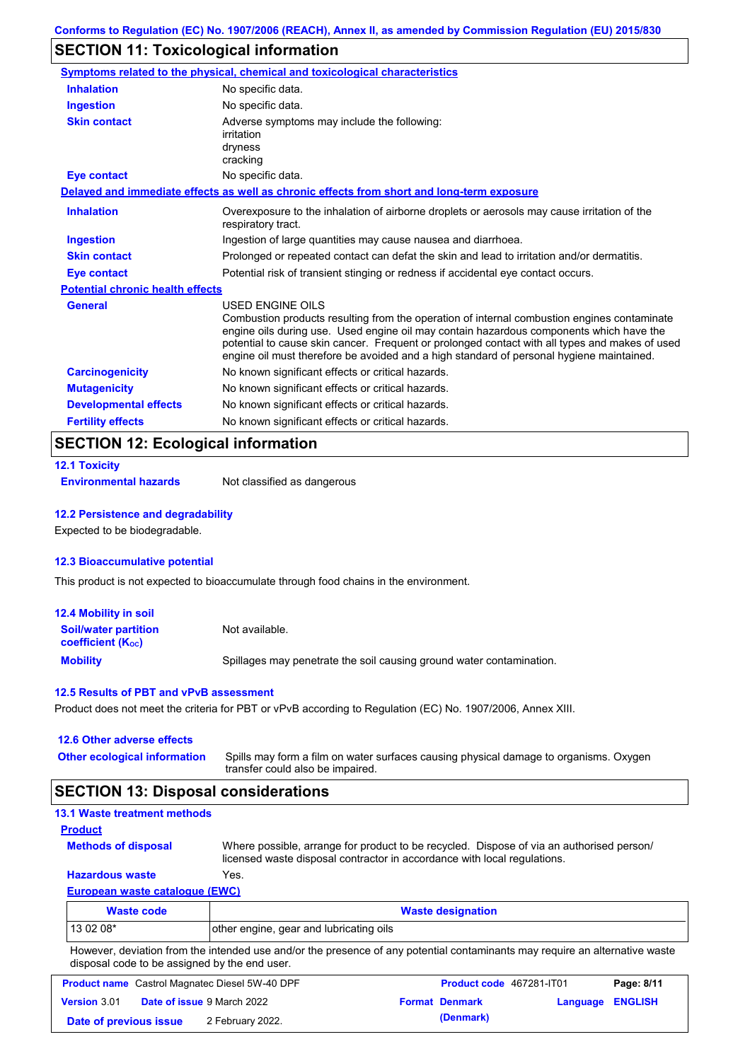Conforms to Regulation (EC) No. 1907/2006 (REACH), Annex II, as amended by Commission Regulation (EU) 2015/830

## SECTION 11: Toxicological information

**Symptoms related to the physical, chemical and toxicological characteristics**

| | |
|---|---|
| **Inhalation** | No specific data. |
| **Ingestion** | No specific data. |
| **Skin contact** | Adverse symptoms may include the following: irritation dryness cracking |
| **Eye contact** | No specific data. |

**Delayed and immediate effects as well as chronic effects from short and long-term exposure**

| | |
|---|---|
| **Inhalation** | Overexposure to the inhalation of airborne droplets or aerosols may cause irritation of the respiratory tract. |
| **Ingestion** | Ingestion of large quantities may cause nausea and diarrhoea. |
| **Skin contact** | Prolonged or repeated contact can defat the skin and lead to irritation and/or dermatitis. |
| **Eye contact** | Potential risk of transient stinging or redness if accidental eye contact occurs. |

**Potential chronic health effects**

| | |
|---|---|
| **General** | USED ENGINE OILS<br>Combustion products resulting from the operation of internal combustion engines contaminate engine oils during use. Used engine oil may contain hazardous components which have the potential to cause skin cancer. Frequent or prolonged contact with all types and makes of used engine oil must therefore be avoided and a high standard of personal hygiene maintained. |
| **Carcinogenicity** | No known significant effects or critical hazards. |
| **Mutagenicity** | No known significant effects or critical hazards. |
| **Developmental effects** | No known significant effects or critical hazards. |
| **Fertility effects** | No known significant effects or critical hazards. |

## SECTION 12: Ecological information

### 12.1 Toxicity

**Environmental hazards** Not classified as dangerous

### 12.2 Persistence and degradability

Expected to be biodegradable.

### 12.3 Bioaccumulative potential

This product is not expected to bioaccumulate through food chains in the environment.

### 12.4 Mobility in soil

| | |
|---|---|
| **Soil/water partition coefficient ($K_{OC}$)** | Not available. |
| **Mobility** | Spillages may penetrate the soil causing ground water contamination. |

### 12.5 Results of PBT and vPvB assessment

Product does not meet the criteria for PBT or vPvB according to Regulation (EC) No. 1907/2006, Annex XIII.

### 12.6 Other adverse effects

**Other ecological information** Spills may form a film on water surfaces causing physical damage to organisms. Oxygen transfer could also be impaired.

## SECTION 13: Disposal considerations

### 13.1 Waste treatment methods

**Product**

| | |
|---|---|
| **Methods of disposal** | Where possible, arrange for product to be recycled. Dispose of via an authorised person/ licensed waste disposal contractor in accordance with local regulations. |
| **Hazardous waste** | Yes. |

**European waste catalogue (EWC)**

| Waste code | Waste designation |
|---|---|
| 13 02 08* | other engine, gear and lubricating oils |

However, deviation from the intended use and/or the presence of any potential contaminants may require an alternative waste disposal code to be assigned by the end user.

| | | | |
|---|---|---|---|
| **Product name** Castrol Magnatec Diesel 5W-40 DPF | | **Product code** 467281-IT01 | **Page:** 8/11 |
| **Version** 3.01 | **Date of issue** 9 March 2022 | **Format** Denmark (Denmark) | **Language** ENGLISH |
| **Date of previous issue** | 2 February 2022. | | |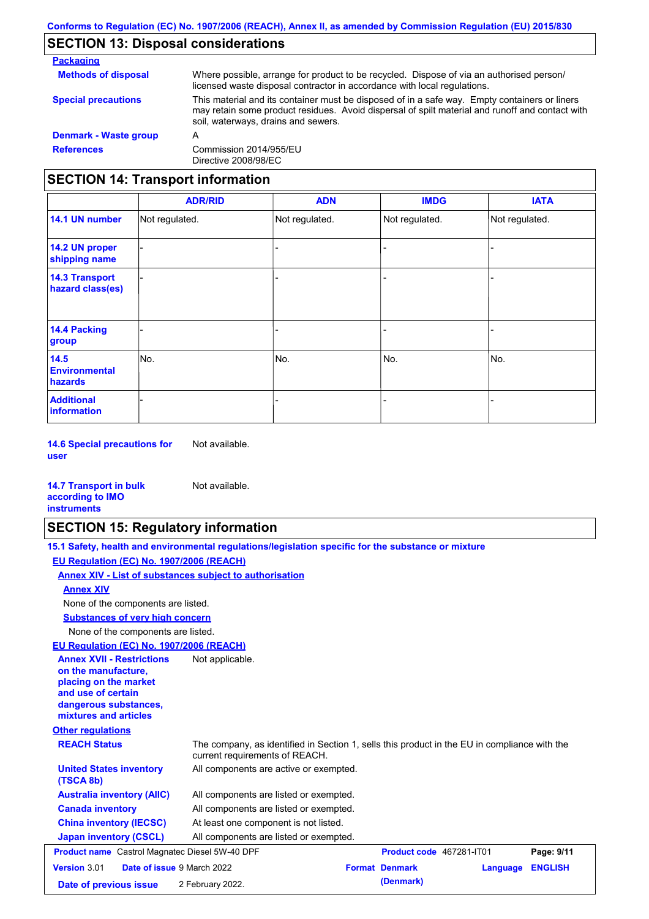## SECTION 13: Disposal considerations

**Packaging**

**Methods of disposal**: Where possible, arrange for product to be recycled. Dispose of via an authorised person/ licensed waste disposal contractor in accordance with local regulations.

**Special precautions**: This material and its container must be disposed of in a safe way. Empty containers or liners may retain some product residues. Avoid dispersal of spilt material and runoff and contact with soil, waterways, drains and sewers.

**Denmark - Waste group**: A

**References**: Commission 2014/955/EU
Directive 2008/98/EC

## SECTION 14: Transport information

| | ADR/RID | ADN | IMDG | IATA |
|---|---|---|---|---|
| **14.1 UN number** | Not regulated. | Not regulated. | Not regulated. | Not regulated. |
| **14.2 UN proper shipping name** | - | - | - | - |
| **14.3 Transport hazard class(es)** | - | - | - | - |
| **14.4 Packing group** | - | - | - | - |
| **14.5 Environmental hazards** | No. | No. | No. | No. |
| **Additional information** | - | - | - | - |

**14.6 Special precautions for user**: Not available.

**14.7 Transport in bulk according to IMO instruments**: Not available.

## SECTION 15: Regulatory information

**15.1 Safety, health and environmental regulations/legislation specific for the substance or mixture**

**EU Regulation (EC) No. 1907/2006 (REACH)**

**Annex XIV - List of substances subject to authorisation**

**Annex XIV**

None of the components are listed.

**Substances of very high concern**

None of the components are listed.

**EU Regulation (EC) No. 1907/2006 (REACH)**

**Annex XVII - Restrictions on the manufacture, placing on the market and use of certain dangerous substances, mixtures and articles**: Not applicable.

**Other regulations**

**REACH Status**: The company, as identified in Section 1, sells this product in the EU in compliance with the current requirements of REACH.

**United States inventory (TSCA 8b)**: All components are active or exempted.

**Australia inventory (AIIC)**: All components are listed or exempted.

**Canada inventory**: All components are listed or exempted.

**China inventory (IECSC)**: At least one component is not listed.

**Japan inventory (CSCL)**: All components are listed or exempted.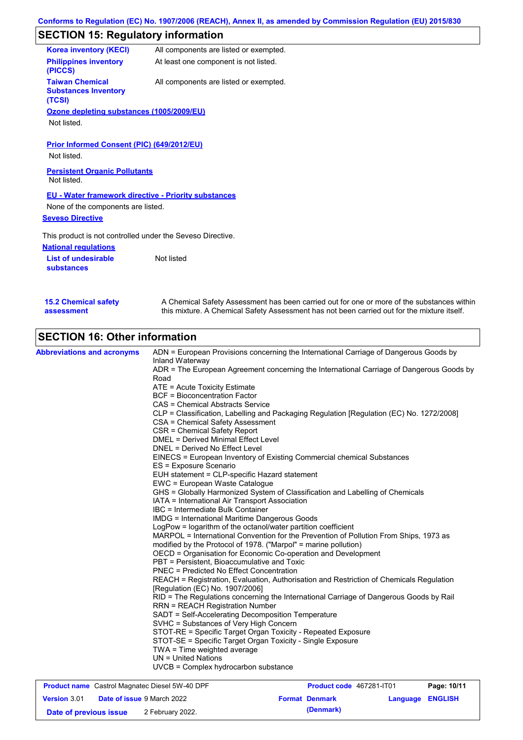## SECTION 15: Regulatory information

| | |
|---|---|
| **Korea inventory (KECI)** | All components are listed or exempted. |
| **Philippines inventory (PICCS)** | At least one component is not listed. |
| **Taiwan Chemical Substances Inventory (TCSI)** | All components are listed or exempted. |

**Ozone depleting substances (1005/2009/EU)**

Not listed.

**Prior Informed Consent (PIC) (649/2012/EU)**

Not listed.

**Persistent Organic Pollutants**

Not listed.

**EU - Water framework directive - Priority substances**

None of the components are listed.

**Seveso Directive**

This product is not controlled under the Seveso Directive.

**National regulations**

| | |
|---|---|
| **List of undesirable substances** | Not listed |

| | |
|---|---|
| **15.2 Chemical safety assessment** | A Chemical Safety Assessment has been carried out for one or more of the substances within this mixture. A Chemical Safety Assessment has not been carried out for the mixture itself. |

## SECTION 16: Other information

**Abbreviations and acronyms**

ADN = European Provisions concerning the International Carriage of Dangerous Goods by Inland Waterway
ADR = The European Agreement concerning the International Carriage of Dangerous Goods by Road
ATE = Acute Toxicity Estimate
BCF = Bioconcentration Factor
CAS = Chemical Abstracts Service
CLP = Classification, Labelling and Packaging Regulation [Regulation (EC) No. 1272/2008]
CSA = Chemical Safety Assessment
CSR = Chemical Safety Report
DMEL = Derived Minimal Effect Level
DNEL = Derived No Effect Level
EINECS = European Inventory of Existing Commercial chemical Substances
ES = Exposure Scenario
EUH statement = CLP-specific Hazard statement
EWC = European Waste Catalogue
GHS = Globally Harmonized System of Classification and Labelling of Chemicals
IATA = International Air Transport Association
IBC = Intermediate Bulk Container
IMDG = International Maritime Dangerous Goods
LogPow = logarithm of the octanol/water partition coefficient
MARPOL = International Convention for the Prevention of Pollution From Ships, 1973 as modified by the Protocol of 1978. ("Marpol" = marine pollution)
OECD = Organisation for Economic Co-operation and Development
PBT = Persistent, Bioaccumulative and Toxic
PNEC = Predicted No Effect Concentration
REACH = Registration, Evaluation, Authorisation and Restriction of Chemicals Regulation [Regulation (EC) No. 1907/2006]
RID = The Regulations concerning the International Carriage of Dangerous Goods by Rail
RRN = REACH Registration Number
SADT = Self-Accelerating Decomposition Temperature
SVHC = Substances of Very High Concern
STOT-RE = Specific Target Organ Toxicity - Repeated Exposure
STOT-SE = Specific Target Organ Toxicity - Single Exposure
TWA = Time weighted average
UN = United Nations
UVCB = Complex hydrocarbon substance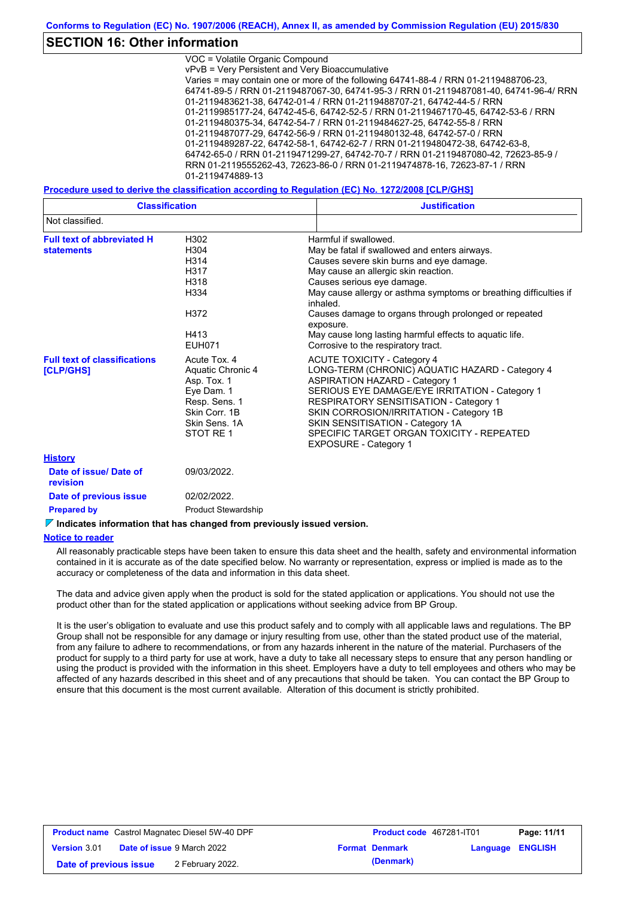## SECTION 16: Other information

VOC = Volatile Organic Compound
vPvB = Very Persistent and Very Bioaccumulative
Varies = may contain one or more of the following 64741-88-4 / RRN 01-2119488706-23, 64741-89-5 / RRN 01-2119487067-30, 64741-95-3 / RRN 01-2119487081-40, 64741-96-4/ RRN 01-2119483621-38, 64742-01-4 / RRN 01-2119488707-21, 64742-44-5 / RRN 01-2119985177-24, 64742-45-6, 64742-52-5 / RRN 01-2119467170-45, 64742-53-6 / RRN 01-2119480375-34, 64742-54-7 / RRN 01-2119484627-25, 64742-55-8 / RRN 01-2119487077-29, 64742-56-9 / RRN 01-2119480132-48, 64742-57-0 / RRN 01-2119489287-22, 64742-58-1, 64742-62-7 / RRN 01-2119480472-38, 64742-63-8, 64742-65-0 / RRN 01-2119471299-27, 64742-70-7 / RRN 01-2119487080-42, 72623-85-9 / RRN 01-2119555262-43, 72623-86-0 / RRN 01-2119474878-16, 72623-87-1 / RRN 01-2119474889-13

**Procedure used to derive the classification according to Regulation (EC) No. 1272/2008 [CLP/GHS]**

| Classification | Justification |
|---|---|
| Not classified. | |

**Full text of abbreviated H statements**

| | |
|---|---|
| H302 | Harmful if swallowed. |
| H304 | May be fatal if swallowed and enters airways. |
| H314 | Causes severe skin burns and eye damage. |
| H317 | May cause an allergic skin reaction. |
| H318 | Causes serious eye damage. |
| H334 | May cause allergy or asthma symptoms or breathing difficulties if inhaled. |
| H372 | Causes damage to organs through prolonged or repeated exposure. |
| H413 | May cause long lasting harmful effects to aquatic life. |
| EUH071 | Corrosive to the respiratory tract. |

**Full text of classifications [CLP/GHS]**

| | |
|---|---|
| Acute Tox. 4 | ACUTE TOXICITY - Category 4 |
| Aquatic Chronic 4 | LONG-TERM (CHRONIC) AQUATIC HAZARD - Category 4 |
| Asp. Tox. 1 | ASPIRATION HAZARD - Category 1 |
| Eye Dam. 1 | SERIOUS EYE DAMAGE/EYE IRRITATION - Category 1 |
| Resp. Sens. 1 | RESPIRATORY SENSITISATION - Category 1 |
| Skin Corr. 1B | SKIN CORROSION/IRRITATION - Category 1B |
| Skin Sens. 1A | SKIN SENSITISATION - Category 1A |
| STOT RE 1 | SPECIFIC TARGET ORGAN TOXICITY - REPEATED EXPOSURE - Category 1 |

**History**

**Date of issue/ Date of revision**: 09/03/2022.

**Date of previous issue**: 02/02/2022.

**Prepared by**: Product Stewardship

**Indicates information that has changed from previously issued version.**

**Notice to reader**

All reasonably practicable steps have been taken to ensure this data sheet and the health, safety and environmental information contained in it is accurate as of the date specified below. No warranty or representation, express or implied is made as to the accuracy or completeness of the data and information in this data sheet.

The data and advice given apply when the product is sold for the stated application or applications. You should not use the product other than for the stated application or applications without seeking advice from BP Group.

It is the user's obligation to evaluate and use this product safely and to comply with all applicable laws and regulations. The BP Group shall not be responsible for any damage or injury resulting from use, other than the stated product use of the material, from any failure to adhere to recommendations, or from any hazards inherent in the nature of the material. Purchasers of the product for supply to a third party for use at work, have a duty to take all necessary steps to ensure that any person handling or using the product is provided with the information in this sheet. Employers have a duty to tell employees and others who may be affected of any hazards described in this sheet and of any precautions that should be taken. You can contact the BP Group to ensure that this document is the most current available. Alteration of this document is strictly prohibited.